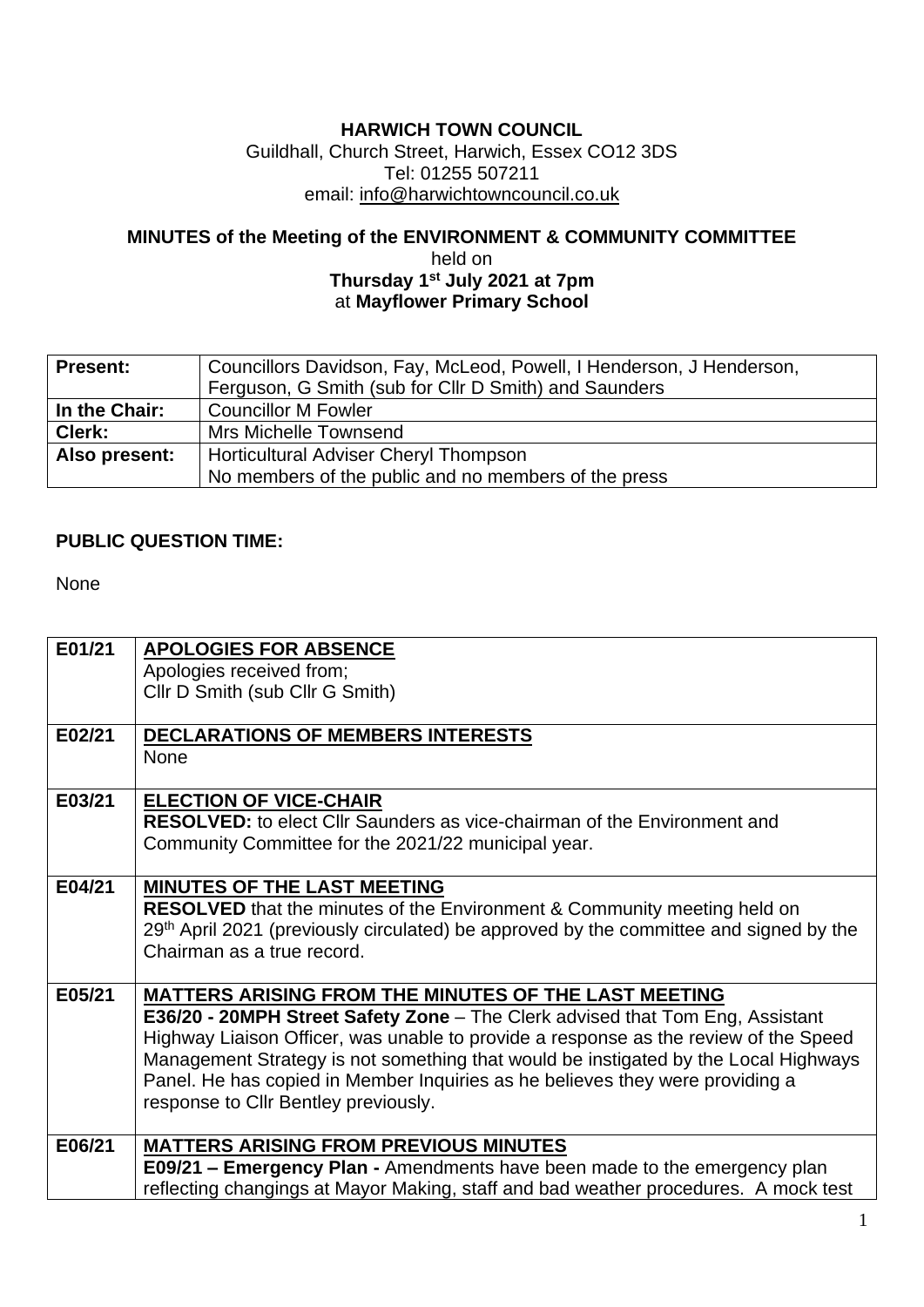**HARWICH TOWN COUNCIL**
Guildhall, Church Street, Harwich, Essex CO12 3DS
Tel: 01255 507211
email: info@harwichtowncouncil.co.uk

**MINUTES of the Meeting of the ENVIRONMENT & COMMUNITY COMMITTEE**
held on
**Thursday 1st July 2021 at 7pm**
at **Mayflower Primary School**

| **Present:** | Councillors Davidson, Fay, McLeod, Powell, I Henderson, J Henderson, Ferguson, G Smith (sub for Cllr D Smith) and Saunders |
|---|---|
| **In the Chair:** | Councillor M Fowler |
| **Clerk:** | Mrs Michelle Townsend |
| **Also present:** | Horticultural Adviser Cheryl Thompson<br>No members of the public and no members of the press |

**PUBLIC QUESTION TIME:**

None

| | |
|---|---|
| **E01/21** | **APOLOGIES FOR ABSENCE**<br>Apologies received from;<br>Cllr D Smith (sub Cllr G Smith) |
| **E02/21** | **DECLARATIONS OF MEMBERS INTERESTS**<br>None |
| **E03/21** | **ELECTION OF VICE-CHAIR**<br>**RESOLVED:** to elect Cllr Saunders as vice-chairman of the Environment and Community Committee for the 2021/22 municipal year. |
| **E04/21** | **MINUTES OF THE LAST MEETING**<br>**RESOLVED** that the minutes of the Environment & Community meeting held on 29th April 2021 (previously circulated) be approved by the committee and signed by the Chairman as a true record. |
| **E05/21** | **MATTERS ARISING FROM THE MINUTES OF THE LAST MEETING**<br>**E36/20 - 20MPH Street Safety Zone** – The Clerk advised that Tom Eng, Assistant Highway Liaison Officer, was unable to provide a response as the review of the Speed Management Strategy is not something that would be instigated by the Local Highways Panel. He has copied in Member Inquiries as he believes they were providing a response to Cllr Bentley previously. |
| **E06/21** | **MATTERS ARISING FROM PREVIOUS MINUTES**<br>**E09/21 – Emergency Plan -** Amendments have been made to the emergency plan reflecting changings at Mayor Making, staff and bad weather procedures. A mock test |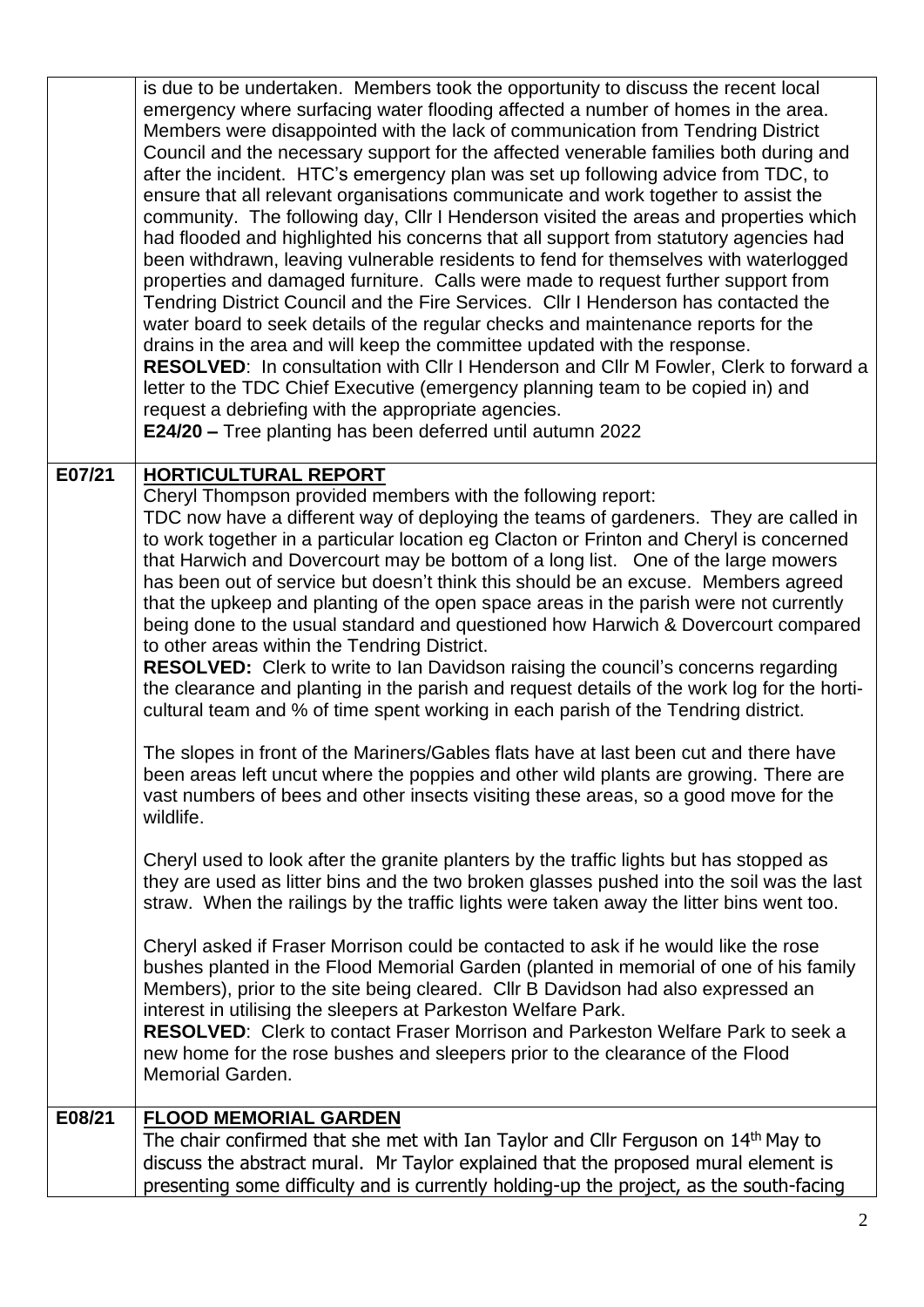| | |
|---|---|
| | is due to be undertaken. Members took the opportunity to discuss the recent local emergency where surfacing water flooding affected a number of homes in the area. Members were disappointed with the lack of communication from Tendring District Council and the necessary support for the affected venerable families both during and after the incident. HTC's emergency plan was set up following advice from TDC, to ensure that all relevant organisations communicate and work together to assist the community. The following day, Cllr I Henderson visited the areas and properties which had flooded and highlighted his concerns that all support from statutory agencies had been withdrawn, leaving vulnerable residents to fend for themselves with waterlogged properties and damaged furniture. Calls were made to request further support from Tendring District Council and the Fire Services. Cllr I Henderson has contacted the water board to seek details of the regular checks and maintenance reports for the drains in the area and will keep the committee updated with the response.<br>**RESOLVED**: In consultation with Cllr I Henderson and Cllr M Fowler, Clerk to forward a letter to the TDC Chief Executive (emergency planning team to be copied in) and request a debriefing with the appropriate agencies.<br>**E24/20 –** Tree planting has been deferred until autumn 2022 |
| **E07/21** | **HORTICULTURAL REPORT**<br>Cheryl Thompson provided members with the following report:<br>TDC now have a different way of deploying the teams of gardeners. They are called in to work together in a particular location eg Clacton or Frinton and Cheryl is concerned that Harwich and Dovercourt may be bottom of a long list. One of the large mowers has been out of service but doesn't think this should be an excuse. Members agreed that the upkeep and planting of the open space areas in the parish were not currently being done to the usual standard and questioned how Harwich & Dovercourt compared to other areas within the Tendring District.<br>**RESOLVED:** Clerk to write to Ian Davidson raising the council's concerns regarding the clearance and planting in the parish and request details of the work log for the horti-cultural team and % of time spent working in each parish of the Tendring district.<br><br>The slopes in front of the Mariners/Gables flats have at last been cut and there have been areas left uncut where the poppies and other wild plants are growing. There are vast numbers of bees and other insects visiting these areas, so a good move for the wildlife.<br><br>Cheryl used to look after the granite planters by the traffic lights but has stopped as they are used as litter bins and the two broken glasses pushed into the soil was the last straw. When the railings by the traffic lights were taken away the litter bins went too.<br><br>Cheryl asked if Fraser Morrison could be contacted to ask if he would like the rose bushes planted in the Flood Memorial Garden (planted in memorial of one of his family Members), prior to the site being cleared. Cllr B Davidson had also expressed an interest in utilising the sleepers at Parkeston Welfare Park.<br>**RESOLVED**: Clerk to contact Fraser Morrison and Parkeston Welfare Park to seek a new home for the rose bushes and sleepers prior to the clearance of the Flood Memorial Garden. |
| **E08/21** | **FLOOD MEMORIAL GARDEN**<br>The chair confirmed that she met with Ian Taylor and Cllr Ferguson on 14th May to discuss the abstract mural. Mr Taylor explained that the proposed mural element is presenting some difficulty and is currently holding-up the project, as the south-facing |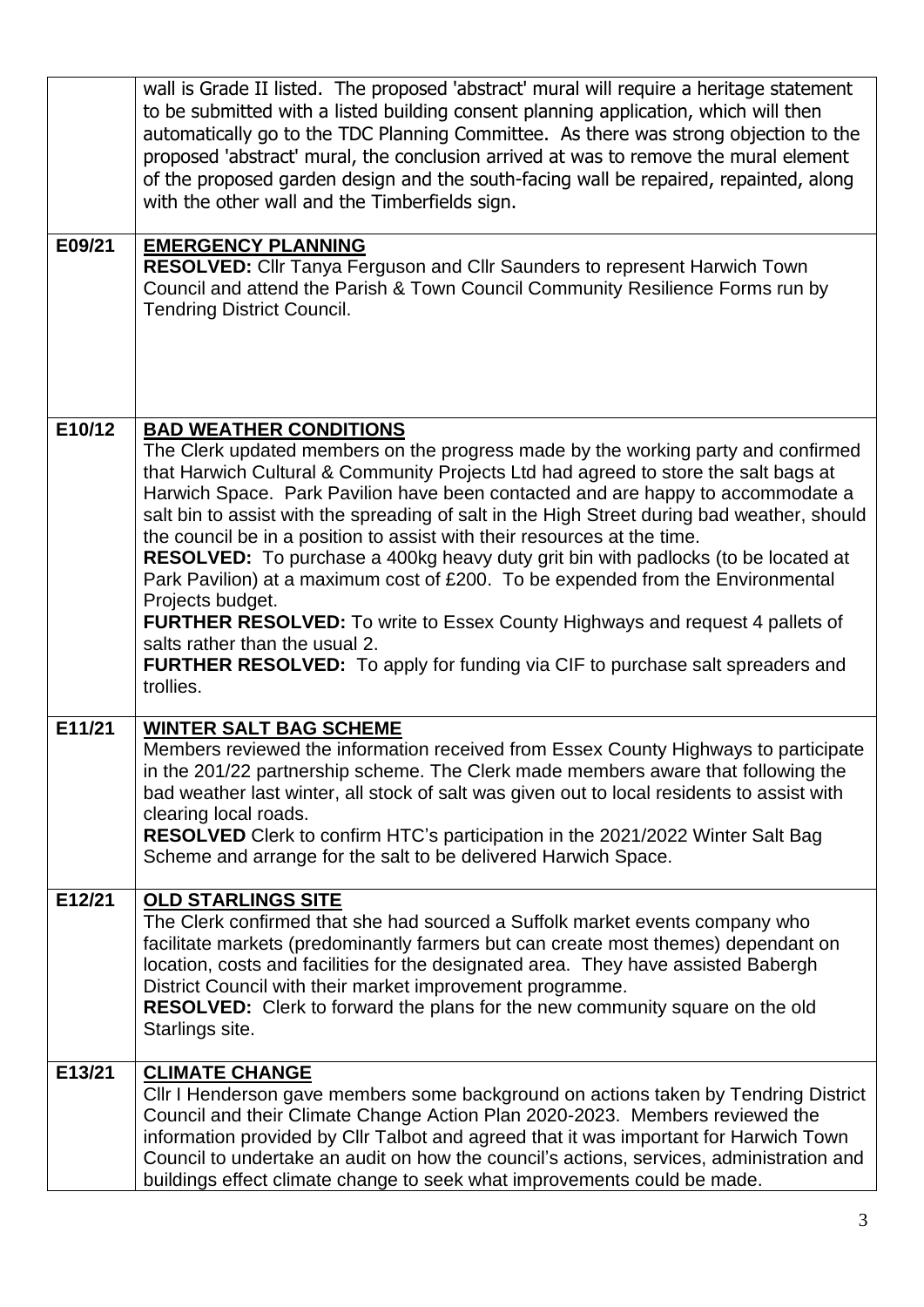| | |
|---|---|
| | wall is Grade II listed. The proposed 'abstract' mural will require a heritage statement to be submitted with a listed building consent planning application, which will then automatically go to the TDC Planning Committee. As there was strong objection to the proposed 'abstract' mural, the conclusion arrived at was to remove the mural element of the proposed garden design and the south-facing wall be repaired, repainted, along with the other wall and the Timberfields sign. |
| E09/21 | **EMERGENCY PLANNING**<br>**RESOLVED:** Cllr Tanya Ferguson and Cllr Saunders to represent Harwich Town Council and attend the Parish & Town Council Community Resilience Forms run by Tendring District Council. |
| E10/12 | **BAD WEATHER CONDITIONS**<br>The Clerk updated members on the progress made by the working party and confirmed that Harwich Cultural & Community Projects Ltd had agreed to store the salt bags at Harwich Space. Park Pavilion have been contacted and are happy to accommodate a salt bin to assist with the spreading of salt in the High Street during bad weather, should the council be in a position to assist with their resources at the time.<br>**RESOLVED:** To purchase a 400kg heavy duty grit bin with padlocks (to be located at Park Pavilion) at a maximum cost of £200. To be expended from the Environmental Projects budget.<br>**FURTHER RESOLVED:** To write to Essex County Highways and request 4 pallets of salts rather than the usual 2.<br>**FURTHER RESOLVED:** To apply for funding via CIF to purchase salt spreaders and trollies. |
| E11/21 | **WINTER SALT BAG SCHEME**<br>Members reviewed the information received from Essex County Highways to participate in the 201/22 partnership scheme. The Clerk made members aware that following the bad weather last winter, all stock of salt was given out to local residents to assist with clearing local roads.<br>**RESOLVED** Clerk to confirm HTC's participation in the 2021/2022 Winter Salt Bag Scheme and arrange for the salt to be delivered Harwich Space. |
| E12/21 | **OLD STARLINGS SITE**<br>The Clerk confirmed that she had sourced a Suffolk market events company who facilitate markets (predominantly farmers but can create most themes) dependant on location, costs and facilities for the designated area. They have assisted Babergh District Council with their market improvement programme.<br>**RESOLVED:** Clerk to forward the plans for the new community square on the old Starlings site. |
| E13/21 | **CLIMATE CHANGE**<br>Cllr I Henderson gave members some background on actions taken by Tendring District Council and their Climate Change Action Plan 2020-2023. Members reviewed the information provided by Cllr Talbot and agreed that it was important for Harwich Town Council to undertake an audit on how the council's actions, services, administration and buildings effect climate change to seek what improvements could be made. |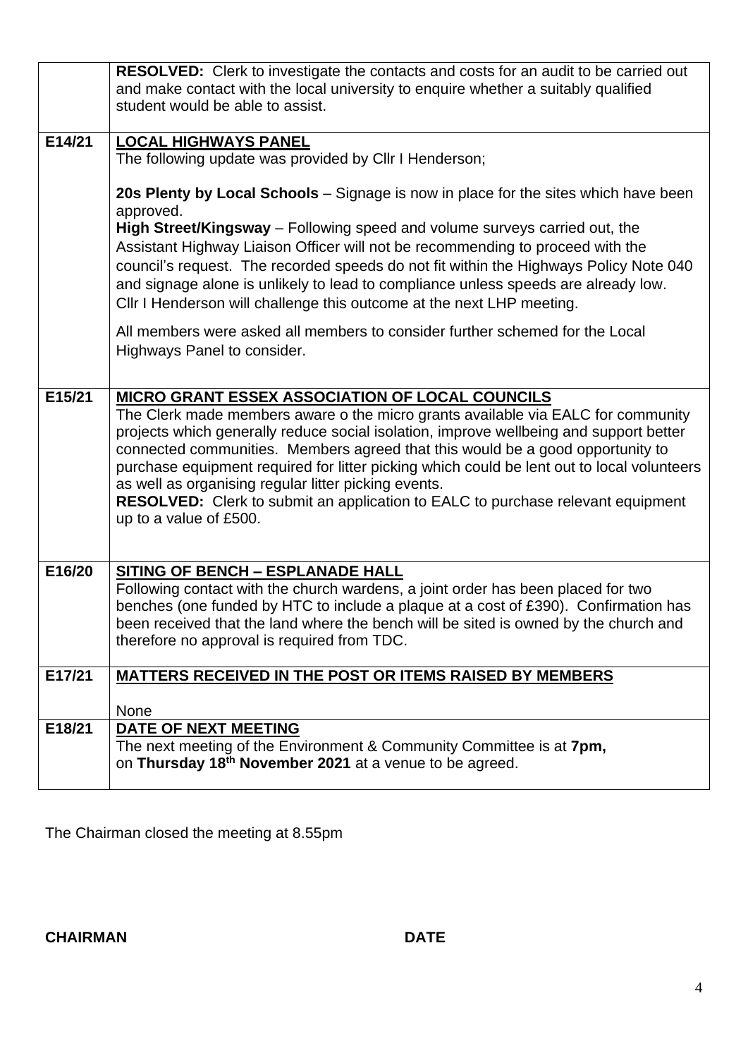| | |
|---|---|
| | **RESOLVED:** Clerk to investigate the contacts and costs for an audit to be carried out and make contact with the local university to enquire whether a suitably qualified student would be able to assist. |
| E14/21 | **LOCAL HIGHWAYS PANEL**<br>The following update was provided by Cllr I Henderson;<br><br>**20s Plenty by Local Schools** – Signage is now in place for the sites which have been approved.<br>**High Street/Kingsway** – Following speed and volume surveys carried out, the Assistant Highway Liaison Officer will not be recommending to proceed with the council's request. The recorded speeds do not fit within the Highways Policy Note 040 and signage alone is unlikely to lead to compliance unless speeds are already low. Cllr I Henderson will challenge this outcome at the next LHP meeting.<br><br>All members were asked all members to consider further schemed for the Local Highways Panel to consider. |
| E15/21 | **MICRO GRANT ESSEX ASSOCIATION OF LOCAL COUNCILS**<br>The Clerk made members aware o the micro grants available via EALC for community projects which generally reduce social isolation, improve wellbeing and support better connected communities. Members agreed that this would be a good opportunity to purchase equipment required for litter picking which could be lent out to local volunteers as well as organising regular litter picking events.<br>**RESOLVED:** Clerk to submit an application to EALC to purchase relevant equipment up to a value of £500. |
| E16/20 | **SITING OF BENCH – ESPLANADE HALL**<br>Following contact with the church wardens, a joint order has been placed for two benches (one funded by HTC to include a plaque at a cost of £390). Confirmation has been received that the land where the bench will be sited is owned by the church and therefore no approval is required from TDC. |
| E17/21 | **MATTERS RECEIVED IN THE POST OR ITEMS RAISED BY MEMBERS**<br><br>None |
| E18/21 | **DATE OF NEXT MEETING**<br>The next meeting of the Environment & Community Committee is at **7pm,** on **Thursday 18th November 2021** at a venue to be agreed. |

The Chairman closed the meeting at 8.55pm

**CHAIRMAN** **DATE**